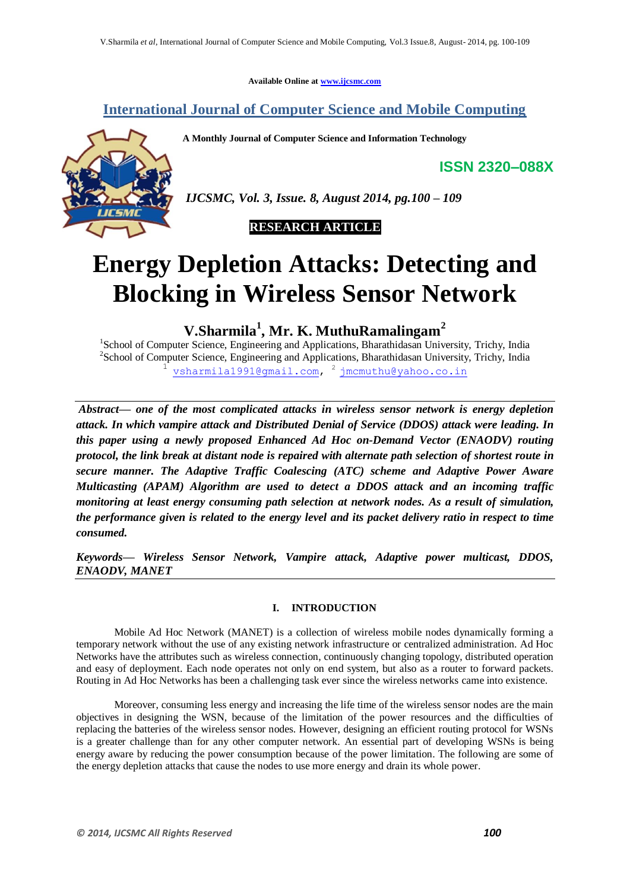Available Online at www.ijcsmc.com

## International Journal of Computer Science and Mobile Computing

A Monthly Journal of Computer Science and Information Technology

**ISSN 2320–088X**

*IJCSMC, Vol. 3, Issue. 8, August 2014, pg.100 – 109*

**RESEARCH ARTICLE**

# Energy Depletion Attacks: Detecting and Blocking in Wireless Sensor Network

**V.Sharmila[1], Mr. K. MuthuRamalingam[2]**

[1]School of Computer Science, Engineering and Applications, Bharathidasan University, Trichy, India
[2]School of Computer Science, Engineering and Applications, Bharathidasan University, Trichy, India
[1] vsharmila1991@gmail.com, [2] jmcmuthu@yahoo.co.in

***Abstract— one of the most complicated attacks in wireless sensor network is energy depletion attack. In which vampire attack and Distributed Denial of Service (DDOS) attack were leading. In this paper using a newly proposed Enhanced Ad Hoc on-Demand Vector (ENAODV) routing protocol, the link break at distant node is repaired with alternate path selection of shortest route in secure manner. The Adaptive Traffic Coalescing (ATC) scheme and Adaptive Power Aware Multicasting (APAM) Algorithm are used to detect a DDOS attack and an incoming traffic monitoring at least energy consuming path selection at network nodes. As a result of simulation, the performance given is related to the energy level and its packet delivery ratio in respect to time consumed.***

***Keywords— Wireless Sensor Network, Vampire attack, Adaptive power multicast, DDOS, ENAODV, MANET***

## I. INTRODUCTION

Mobile Ad Hoc Network (MANET) is a collection of wireless mobile nodes dynamically forming a temporary network without the use of any existing network infrastructure or centralized administration. Ad Hoc Networks have the attributes such as wireless connection, continuously changing topology, distributed operation and easy of deployment. Each node operates not only on end system, but also as a router to forward packets. Routing in Ad Hoc Networks has been a challenging task ever since the wireless networks came into existence.

Moreover, consuming less energy and increasing the life time of the wireless sensor nodes are the main objectives in designing the WSN, because of the limitation of the power resources and the difficulties of replacing the batteries of the wireless sensor nodes. However, designing an efficient routing protocol for WSNs is a greater challenge than for any other computer network. An essential part of developing WSNs is being energy aware by reducing the power consumption because of the power limitation. The following are some of the energy depletion attacks that cause the nodes to use more energy and drain its whole power.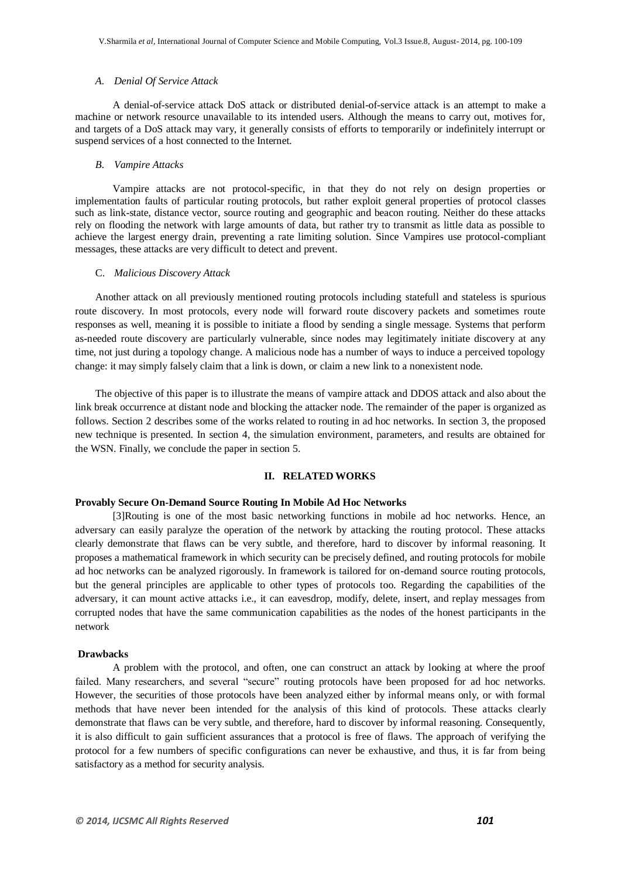### A. *Denial Of Service Attack*

A denial-of-service attack DoS attack or distributed denial-of-service attack is an attempt to make a machine or network resource unavailable to its intended users. Although the means to carry out, motives for, and targets of a DoS attack may vary, it generally consists of efforts to temporarily or indefinitely interrupt or suspend services of a host connected to the Internet.

### B. *Vampire Attacks*

Vampire attacks are not protocol-specific, in that they do not rely on design properties or implementation faults of particular routing protocols, but rather exploit general properties of protocol classes such as link-state, distance vector, source routing and geographic and beacon routing. Neither do these attacks rely on flooding the network with large amounts of data, but rather try to transmit as little data as possible to achieve the largest energy drain, preventing a rate limiting solution. Since Vampires use protocol-compliant messages, these attacks are very difficult to detect and prevent.

### C. *Malicious Discovery Attack*

Another attack on all previously mentioned routing protocols including statefull and stateless is spurious route discovery. In most protocols, every node will forward route discovery packets and sometimes route responses as well, meaning it is possible to initiate a flood by sending a single message. Systems that perform as-needed route discovery are particularly vulnerable, since nodes may legitimately initiate discovery at any time, not just during a topology change. A malicious node has a number of ways to induce a perceived topology change: it may simply falsely claim that a link is down, or claim a new link to a nonexistent node.

The objective of this paper is to illustrate the means of vampire attack and DDOS attack and also about the link break occurrence at distant node and blocking the attacker node. The remainder of the paper is organized as follows. Section 2 describes some of the works related to routing in ad hoc networks. In section 3, the proposed new technique is presented. In section 4, the simulation environment, parameters, and results are obtained for the WSN. Finally, we conclude the paper in section 5.

## II. RELATED WORKS

**Provably Secure On-Demand Source Routing In Mobile Ad Hoc Networks**

[3]Routing is one of the most basic networking functions in mobile ad hoc networks. Hence, an adversary can easily paralyze the operation of the network by attacking the routing protocol. These attacks clearly demonstrate that flaws can be very subtle, and therefore, hard to discover by informal reasoning. It proposes a mathematical framework in which security can be precisely defined, and routing protocols for mobile ad hoc networks can be analyzed rigorously. In framework is tailored for on-demand source routing protocols, but the general principles are applicable to other types of protocols too. Regarding the capabilities of the adversary, it can mount active attacks i.e., it can eavesdrop, modify, delete, insert, and replay messages from corrupted nodes that have the same communication capabilities as the nodes of the honest participants in the network

**Drawbacks**

A problem with the protocol, and often, one can construct an attack by looking at where the proof failed. Many researchers, and several "secure" routing protocols have been proposed for ad hoc networks. However, the securities of those protocols have been analyzed either by informal means only, or with formal methods that have never been intended for the analysis of this kind of protocols. These attacks clearly demonstrate that flaws can be very subtle, and therefore, hard to discover by informal reasoning. Consequently, it is also difficult to gain sufficient assurances that a protocol is free of flaws. The approach of verifying the protocol for a few numbers of specific configurations can never be exhaustive, and thus, it is far from being satisfactory as a method for security analysis.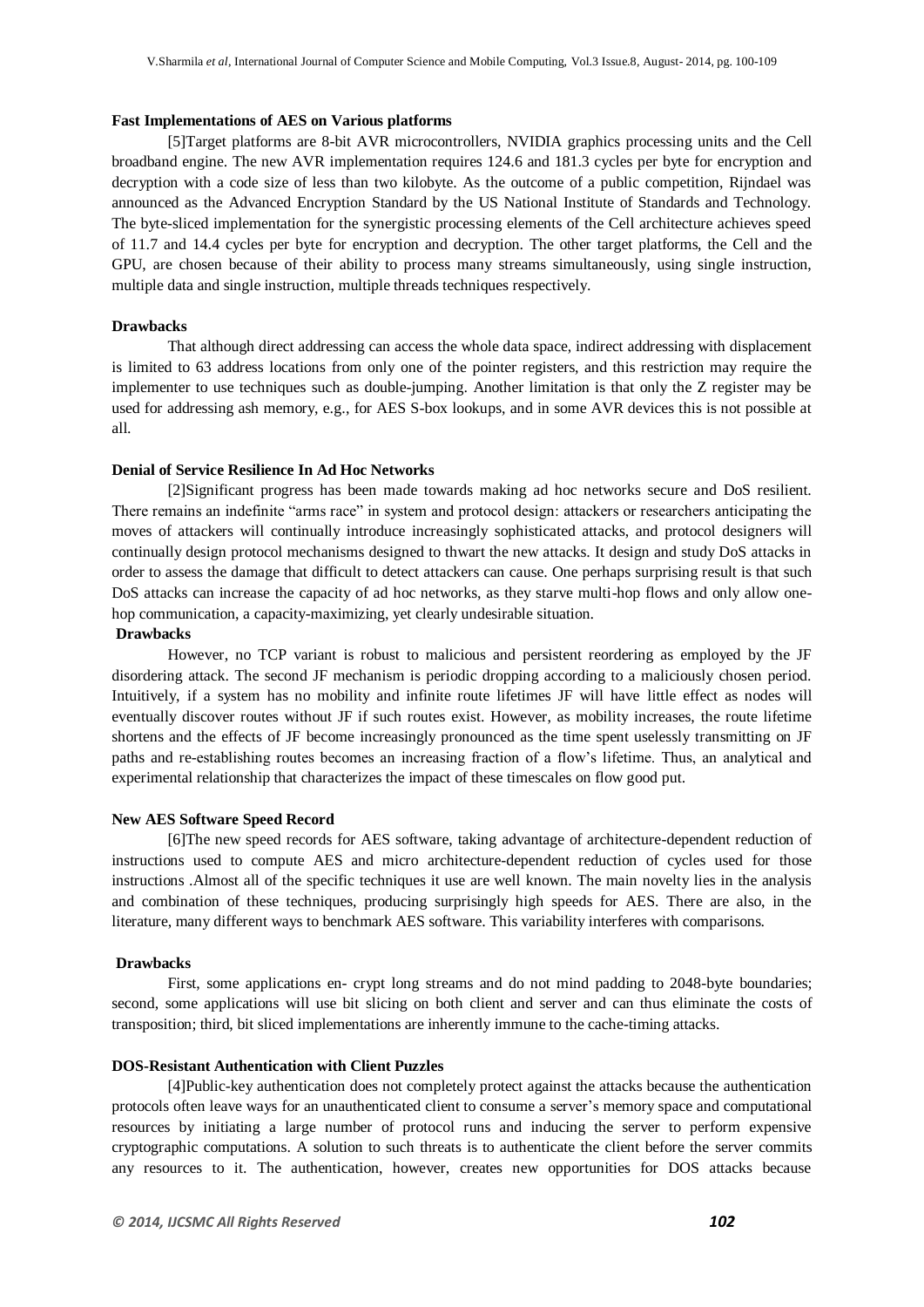**Fast Implementations of AES on Various platforms**

[5]Target platforms are 8-bit AVR microcontrollers, NVIDIA graphics processing units and the Cell broadband engine. The new AVR implementation requires 124.6 and 181.3 cycles per byte for encryption and decryption with a code size of less than two kilobyte. As the outcome of a public competition, Rijndael was announced as the Advanced Encryption Standard by the US National Institute of Standards and Technology. The byte-sliced implementation for the synergistic processing elements of the Cell architecture achieves speed of 11.7 and 14.4 cycles per byte for encryption and decryption. The other target platforms, the Cell and the GPU, are chosen because of their ability to process many streams simultaneously, using single instruction, multiple data and single instruction, multiple threads techniques respectively.

**Drawbacks**

That although direct addressing can access the whole data space, indirect addressing with displacement is limited to 63 address locations from only one of the pointer registers, and this restriction may require the implementer to use techniques such as double-jumping. Another limitation is that only the Z register may be used for addressing ash memory, e.g., for AES S-box lookups, and in some AVR devices this is not possible at all.

**Denial of Service Resilience In Ad Hoc Networks**

[2]Significant progress has been made towards making ad hoc networks secure and DoS resilient. There remains an indefinite "arms race" in system and protocol design: attackers or researchers anticipating the moves of attackers will continually introduce increasingly sophisticated attacks, and protocol designers will continually design protocol mechanisms designed to thwart the new attacks. It design and study DoS attacks in order to assess the damage that difficult to detect attackers can cause. One perhaps surprising result is that such DoS attacks can increase the capacity of ad hoc networks, as they starve multi-hop flows and only allow one-hop communication, a capacity-maximizing, yet clearly undesirable situation.

**Drawbacks**

However, no TCP variant is robust to malicious and persistent reordering as employed by the JF disordering attack. The second JF mechanism is periodic dropping according to a maliciously chosen period. Intuitively, if a system has no mobility and infinite route lifetimes JF will have little effect as nodes will eventually discover routes without JF if such routes exist. However, as mobility increases, the route lifetime shortens and the effects of JF become increasingly pronounced as the time spent uselessly transmitting on JF paths and re-establishing routes becomes an increasing fraction of a flow's lifetime. Thus, an analytical and experimental relationship that characterizes the impact of these timescales on flow good put.

**New AES Software Speed Record**

[6]The new speed records for AES software, taking advantage of architecture-dependent reduction of instructions used to compute AES and micro architecture-dependent reduction of cycles used for those instructions .Almost all of the specific techniques it use are well known. The main novelty lies in the analysis and combination of these techniques, producing surprisingly high speeds for AES. There are also, in the literature, many different ways to benchmark AES software. This variability interferes with comparisons.

**Drawbacks**

First, some applications en- crypt long streams and do not mind padding to 2048-byte boundaries; second, some applications will use bit slicing on both client and server and can thus eliminate the costs of transposition; third, bit sliced implementations are inherently immune to the cache-timing attacks.

**DOS-Resistant Authentication with Client Puzzles**

[4]Public-key authentication does not completely protect against the attacks because the authentication protocols often leave ways for an unauthenticated client to consume a server's memory space and computational resources by initiating a large number of protocol runs and inducing the server to perform expensive cryptographic computations. A solution to such threats is to authenticate the client before the server commits any resources to it. The authentication, however, creates new opportunities for DOS attacks because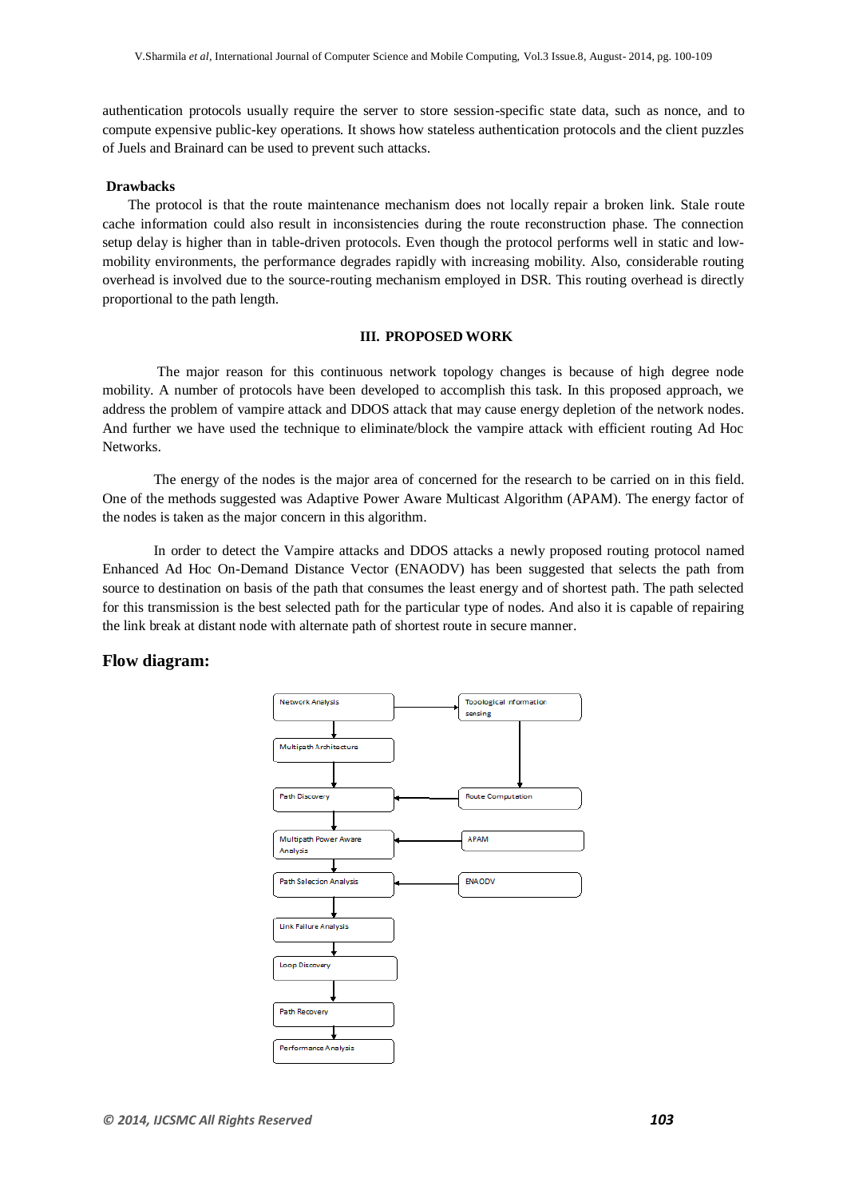authentication protocols usually require the server to store session-specific state data, such as nonce, and to compute expensive public-key operations. It shows how stateless authentication protocols and the client puzzles of Juels and Brainard can be used to prevent such attacks.

**Drawbacks**

The protocol is that the route maintenance mechanism does not locally repair a broken link. Stale route cache information could also result in inconsistencies during the route reconstruction phase. The connection setup delay is higher than in table-driven protocols. Even though the protocol performs well in static and low-mobility environments, the performance degrades rapidly with increasing mobility. Also, considerable routing overhead is involved due to the source-routing mechanism employed in DSR. This routing overhead is directly proportional to the path length.

## III. PROPOSED WORK

The major reason for this continuous network topology changes is because of high degree node mobility. A number of protocols have been developed to accomplish this task. In this proposed approach, we address the problem of vampire attack and DDOS attack that may cause energy depletion of the network nodes. And further we have used the technique to eliminate/block the vampire attack with efficient routing Ad Hoc Networks.

The energy of the nodes is the major area of concerned for the research to be carried on in this field. One of the methods suggested was Adaptive Power Aware Multicast Algorithm (APAM). The energy factor of the nodes is taken as the major concern in this algorithm.

In order to detect the Vampire attacks and DDOS attacks a newly proposed routing protocol named Enhanced Ad Hoc On-Demand Distance Vector (ENAODV) has been suggested that selects the path from source to destination on basis of the path that consumes the least energy and of shortest path. The path selected for this transmission is the best selected path for the particular type of nodes. And also it is capable of repairing the link break at distant node with alternate path of shortest route in secure manner.

## Flow diagram:

Network Analysis → Topological information sensing

Network Analysis → Multipath Architecture → Path Discovery

Topological information sensing → Route Computation → Path Discovery

Path Discovery → Multipath Power Aware Analysis (← APAM)

Multipath Power Aware Analysis → Path Selection Analysis (← ENAODV)

Path Selection Analysis → Link Failure Analysis → Loop Discovery → Path Recovery → Performance Analysis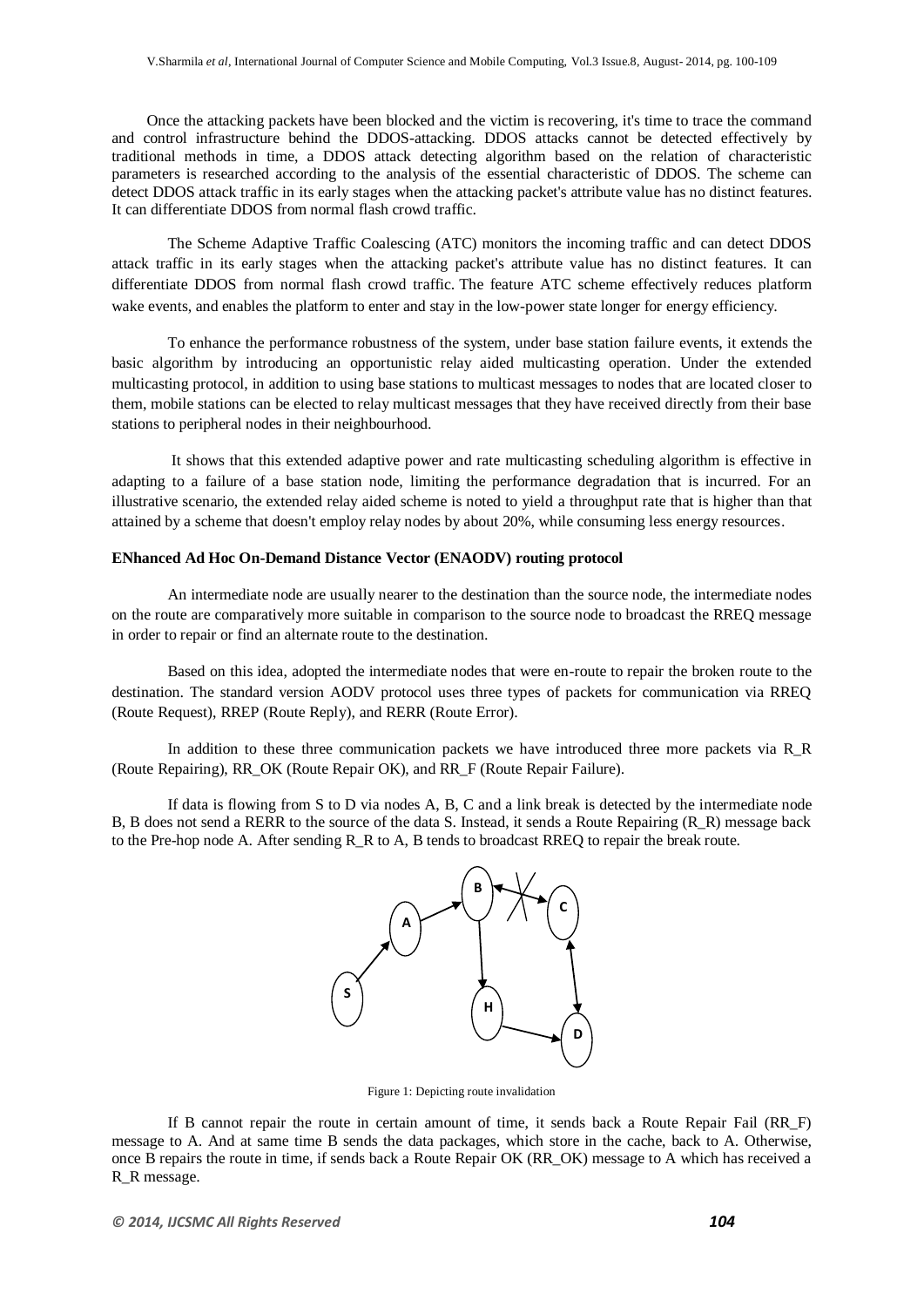Once the attacking packets have been blocked and the victim is recovering, it's time to trace the command and control infrastructure behind the DDOS-attacking. DDOS attacks cannot be detected effectively by traditional methods in time, a DDOS attack detecting algorithm based on the relation of characteristic parameters is researched according to the analysis of the essential characteristic of DDOS. The scheme can detect DDOS attack traffic in its early stages when the attacking packet's attribute value has no distinct features. It can differentiate DDOS from normal flash crowd traffic.

The Scheme Adaptive Traffic Coalescing (ATC) monitors the incoming traffic and can detect DDOS attack traffic in its early stages when the attacking packet's attribute value has no distinct features. It can differentiate DDOS from normal flash crowd traffic. The feature ATC scheme effectively reduces platform wake events, and enables the platform to enter and stay in the low-power state longer for energy efficiency.

To enhance the performance robustness of the system, under base station failure events, it extends the basic algorithm by introducing an opportunistic relay aided multicasting operation. Under the extended multicasting protocol, in addition to using base stations to multicast messages to nodes that are located closer to them, mobile stations can be elected to relay multicast messages that they have received directly from their base stations to peripheral nodes in their neighbourhood.

It shows that this extended adaptive power and rate multicasting scheduling algorithm is effective in adapting to a failure of a base station node, limiting the performance degradation that is incurred. For an illustrative scenario, the extended relay aided scheme is noted to yield a throughput rate that is higher than that attained by a scheme that doesn't employ relay nodes by about 20%, while consuming less energy resources.

**ENhanced Ad Hoc On-Demand Distance Vector (ENAODV) routing protocol**

An intermediate node are usually nearer to the destination than the source node, the intermediate nodes on the route are comparatively more suitable in comparison to the source node to broadcast the RREQ message in order to repair or find an alternate route to the destination.

Based on this idea, adopted the intermediate nodes that were en-route to repair the broken route to the destination. The standard version AODV protocol uses three types of packets for communication via RREQ (Route Request), RREP (Route Reply), and RERR (Route Error).

In addition to these three communication packets we have introduced three more packets via R_R (Route Repairing), RR_OK (Route Repair OK), and RR_F (Route Repair Failure).

If data is flowing from S to D via nodes A, B, C and a link break is detected by the intermediate node B, B does not send a RERR to the source of the data S. Instead, it sends a Route Repairing (R_R) message back to the Pre-hop node A. After sending R_R to A, B tends to broadcast RREQ to repair the break route.

Figure 1: Depicting route invalidation

If B cannot repair the route in certain amount of time, it sends back a Route Repair Fail (RR_F) message to A. And at same time B sends the data packages, which store in the cache, back to A. Otherwise, once B repairs the route in time, if sends back a Route Repair OK (RR_OK) message to A which has received a R_R message.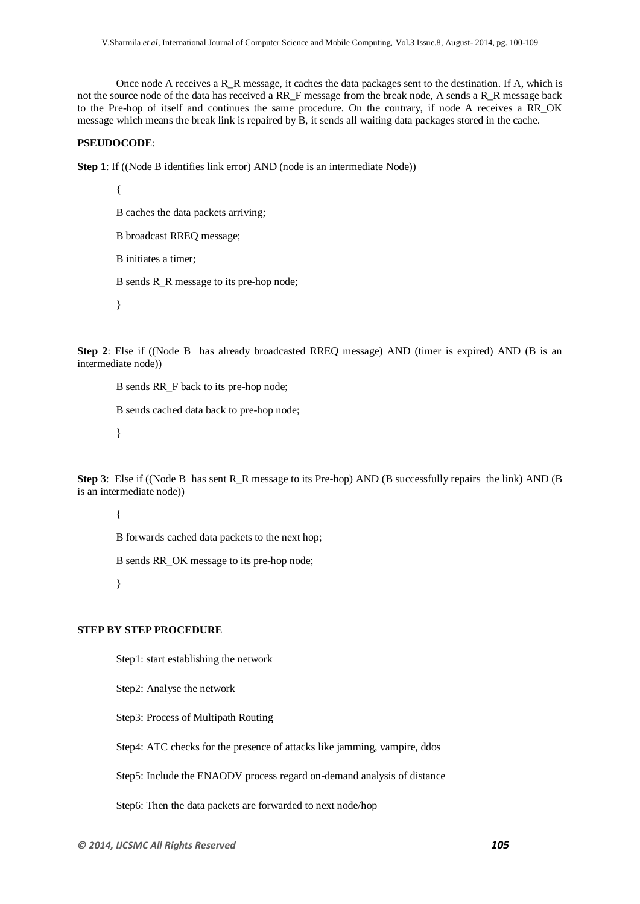Once node A receives a R_R message, it caches the data packages sent to the destination. If A, which is not the source node of the data has received a RR_F message from the break node, A sends a R_R message back to the Pre-hop of itself and continues the same procedure. On the contrary, if node A receives a RR_OK message which means the break link is repaired by B, it sends all waiting data packages stored in the cache.

**PSEUDOCODE**:

**Step 1**: If ((Node B identifies link error) AND (node is an intermediate Node))

```
{
B caches the data packets arriving;
B broadcast RREQ message;
B initiates a timer;
B sends R_R message to its pre-hop node;
}
```

**Step 2**: Else if ((Node B has already broadcasted RREQ message) AND (timer is expired) AND (B is an intermediate node))

```
B sends RR_F back to its pre-hop node;
B sends cached data back to pre-hop node;
}
```

**Step 3**: Else if ((Node B has sent R_R message to its Pre-hop) AND (B successfully repairs the link) AND (B is an intermediate node))

```
{
B forwards cached data packets to the next hop;
B sends RR_OK message to its pre-hop node;
}
```

**STEP BY STEP PROCEDURE**

Step1: start establishing the network

Step2: Analyse the network

Step3: Process of Multipath Routing

Step4: ATC checks for the presence of attacks like jamming, vampire, ddos

Step5: Include the ENAODV process regard on-demand analysis of distance

Step6: Then the data packets are forwarded to next node/hop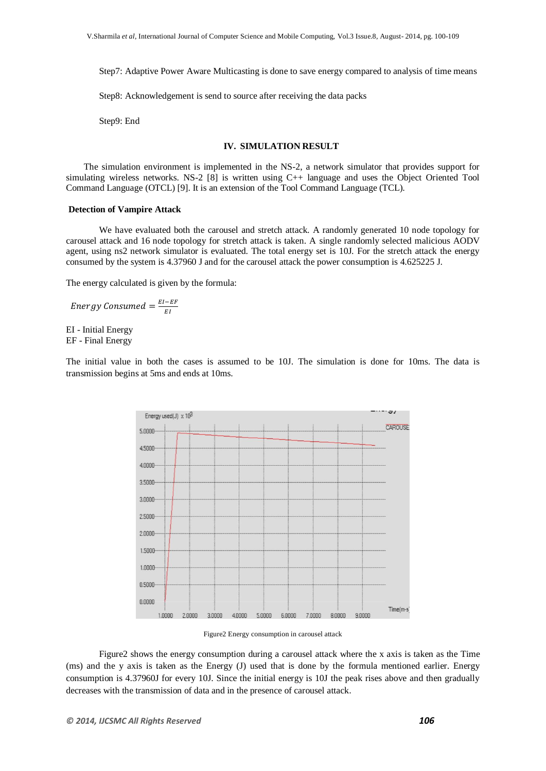Step7: Adaptive Power Aware Multicasting is done to save energy compared to analysis of time means

Step8: Acknowledgement is send to source after receiving the data packs

Step9: End

## IV. SIMULATION RESULT

The simulation environment is implemented in the NS-2, a network simulator that provides support for simulating wireless networks. NS-2 [8] is written using C++ language and uses the Object Oriented Tool Command Language (OTCL) [9]. It is an extension of the Tool Command Language (TCL).

### Detection of Vampire Attack

We have evaluated both the carousel and stretch attack. A randomly generated 10 node topology for carousel attack and 16 node topology for stretch attack is taken. A single randomly selected malicious AODV agent, using ns2 network simulator is evaluated. The total energy set is 10J. For the stretch attack the energy consumed by the system is 4.37960 J and for the carousel attack the power consumption is 4.625225 J.

The energy calculated is given by the formula:

$$Energy\ Consumed = \frac{EI - EF}{EI}$$

EI - Initial Energy
EF - Final Energy

The initial value in both the cases is assumed to be 10J. The simulation is done for 10ms. The data is transmission begins at 5ms and ends at 10ms.

Figure2 Energy consumption in carousel attack

Figure2 shows the energy consumption during a carousel attack where the x axis is taken as the Time (ms) and the y axis is taken as the Energy (J) used that is done by the formula mentioned earlier. Energy consumption is 4.37960J for every 10J. Since the initial energy is 10J the peak rises above and then gradually decreases with the transmission of data and in the presence of carousel attack.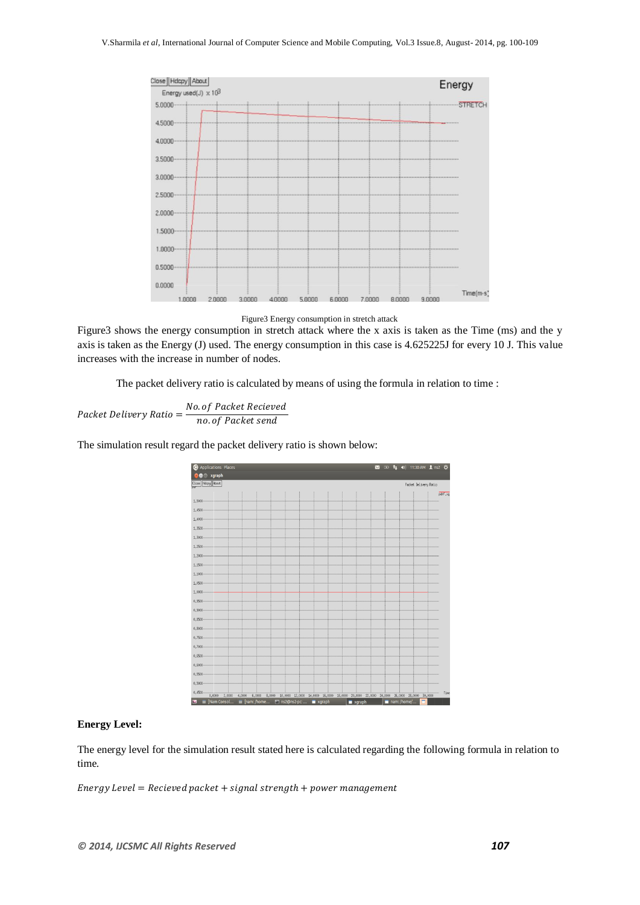Figure3 Energy consumption in stretch attack

Figure3 shows the energy consumption in stretch attack where the x axis is taken as the Time (ms) and the y axis is taken as the Energy (J) used. The energy consumption in this case is 4.625225J for every 10 J. This value increases with the increase in number of nodes.

The packet delivery ratio is calculated by means of using the formula in relation to time :

$$Packet\ Delivery\ Ratio = \frac{No. of\ Packet\ Recieved}{no. of\ Packet\ send}$$

The simulation result regard the packet delivery ratio is shown below:

**Energy Level:**

The energy level for the simulation result stated here is calculated regarding the following formula in relation to time.

$$Energy\ Level = Recieved\ packet + signal\ strength + power\ management$$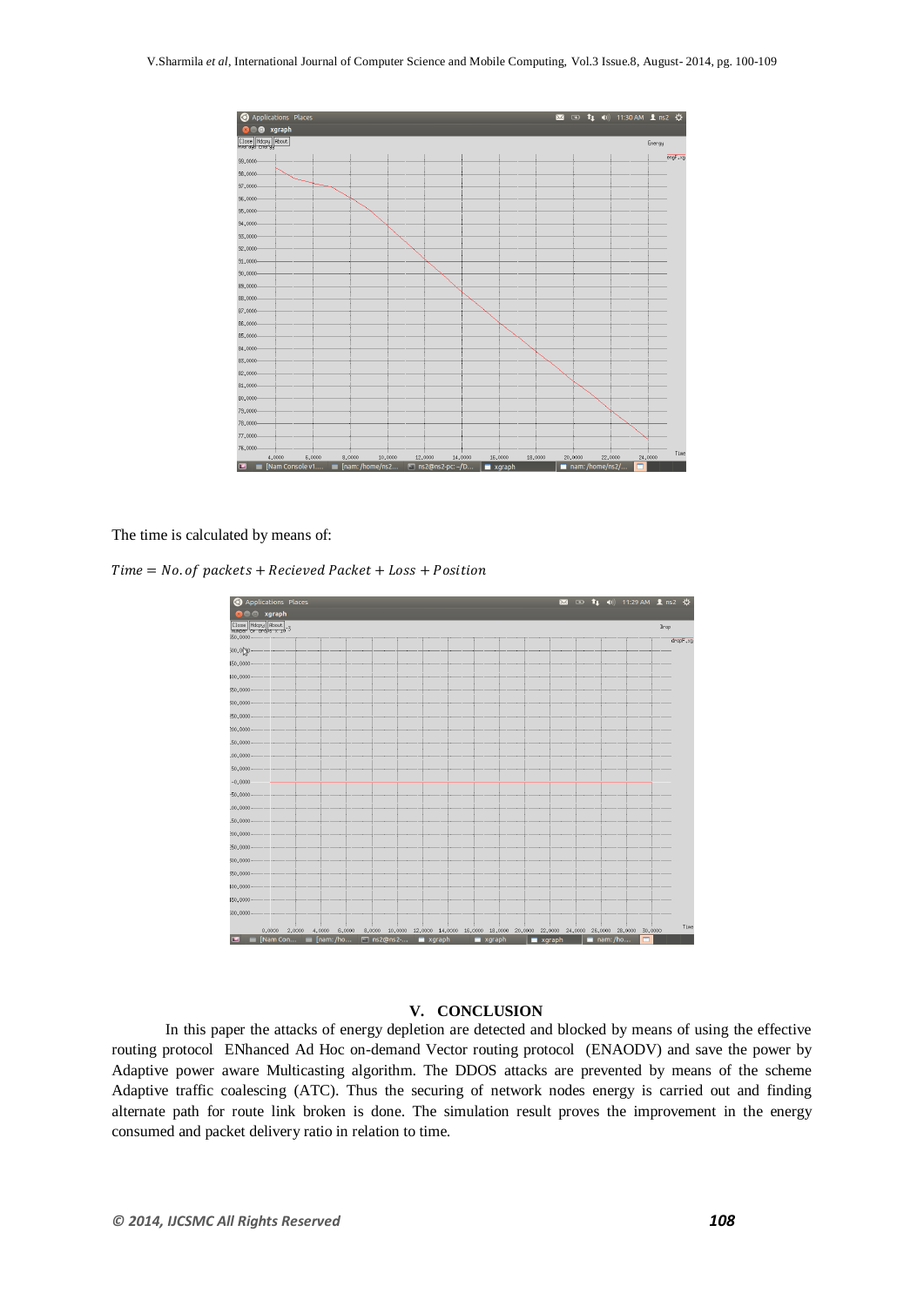The time is calculated by means of:

$$Time = No.of\ packets + Recieved\ Packet + Loss + Position$$

## V. CONCLUSION

In this paper the attacks of energy depletion are detected and blocked by means of using the effective routing protocol ENhanced Ad Hoc on-demand Vector routing protocol (ENAODV) and save the power by Adaptive power aware Multicasting algorithm. The DDOS attacks are prevented by means of the scheme Adaptive traffic coalescing (ATC). Thus the securing of network nodes energy is carried out and finding alternate path for route link broken is done. The simulation result proves the improvement in the energy consumed and packet delivery ratio in relation to time.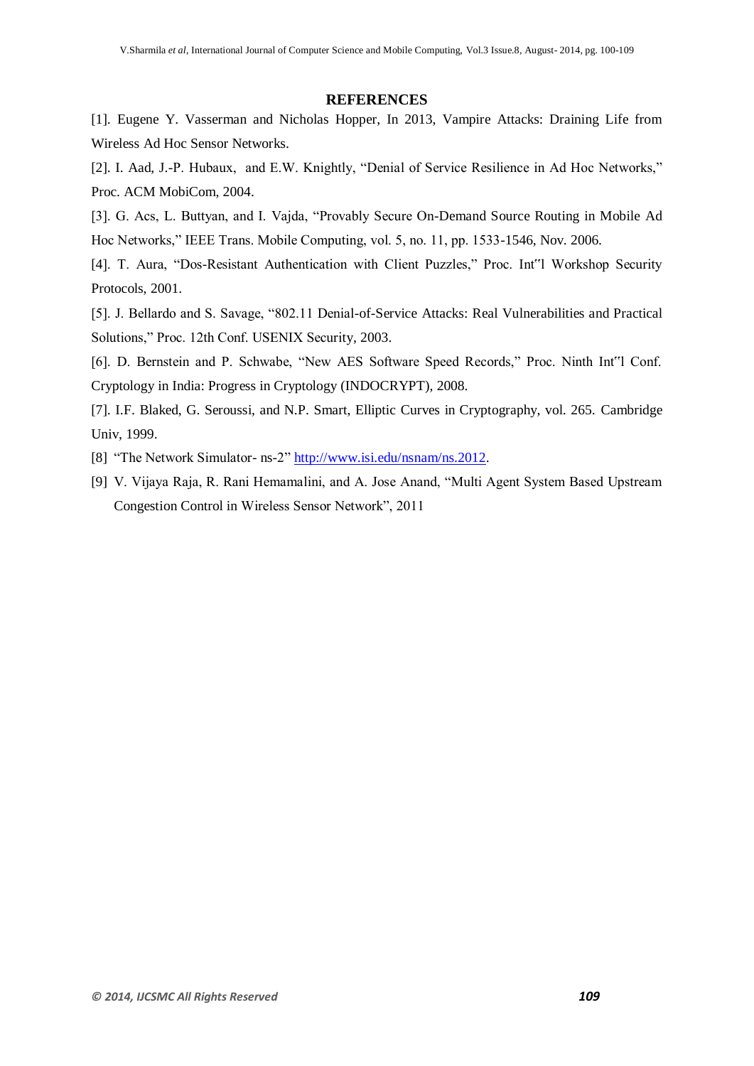## REFERENCES

[1]. Eugene Y. Vasserman and Nicholas Hopper, In 2013, Vampire Attacks: Draining Life from Wireless Ad Hoc Sensor Networks.

[2]. I. Aad, J.-P. Hubaux, and E.W. Knightly, "Denial of Service Resilience in Ad Hoc Networks," Proc. ACM MobiCom, 2004.

[3]. G. Acs, L. Buttyan, and I. Vajda, "Provably Secure On-Demand Source Routing in Mobile Ad Hoc Networks," IEEE Trans. Mobile Computing, vol. 5, no. 11, pp. 1533-1546, Nov. 2006.

[4]. T. Aura, "Dos-Resistant Authentication with Client Puzzles," Proc. Int"l Workshop Security Protocols, 2001.

[5]. J. Bellardo and S. Savage, "802.11 Denial-of-Service Attacks: Real Vulnerabilities and Practical Solutions," Proc. 12th Conf. USENIX Security, 2003.

[6]. D. Bernstein and P. Schwabe, "New AES Software Speed Records," Proc. Ninth Int"l Conf. Cryptology in India: Progress in Cryptology (INDOCRYPT), 2008.

[7]. I.F. Blaked, G. Seroussi, and N.P. Smart, Elliptic Curves in Cryptography, vol. 265. Cambridge Univ, 1999.

[8] "The Network Simulator- ns-2" http://www.isi.edu/nsnam/ns.2012.

[9] V. Vijaya Raja, R. Rani Hemamalini, and A. Jose Anand, "Multi Agent System Based Upstream Congestion Control in Wireless Sensor Network", 2011